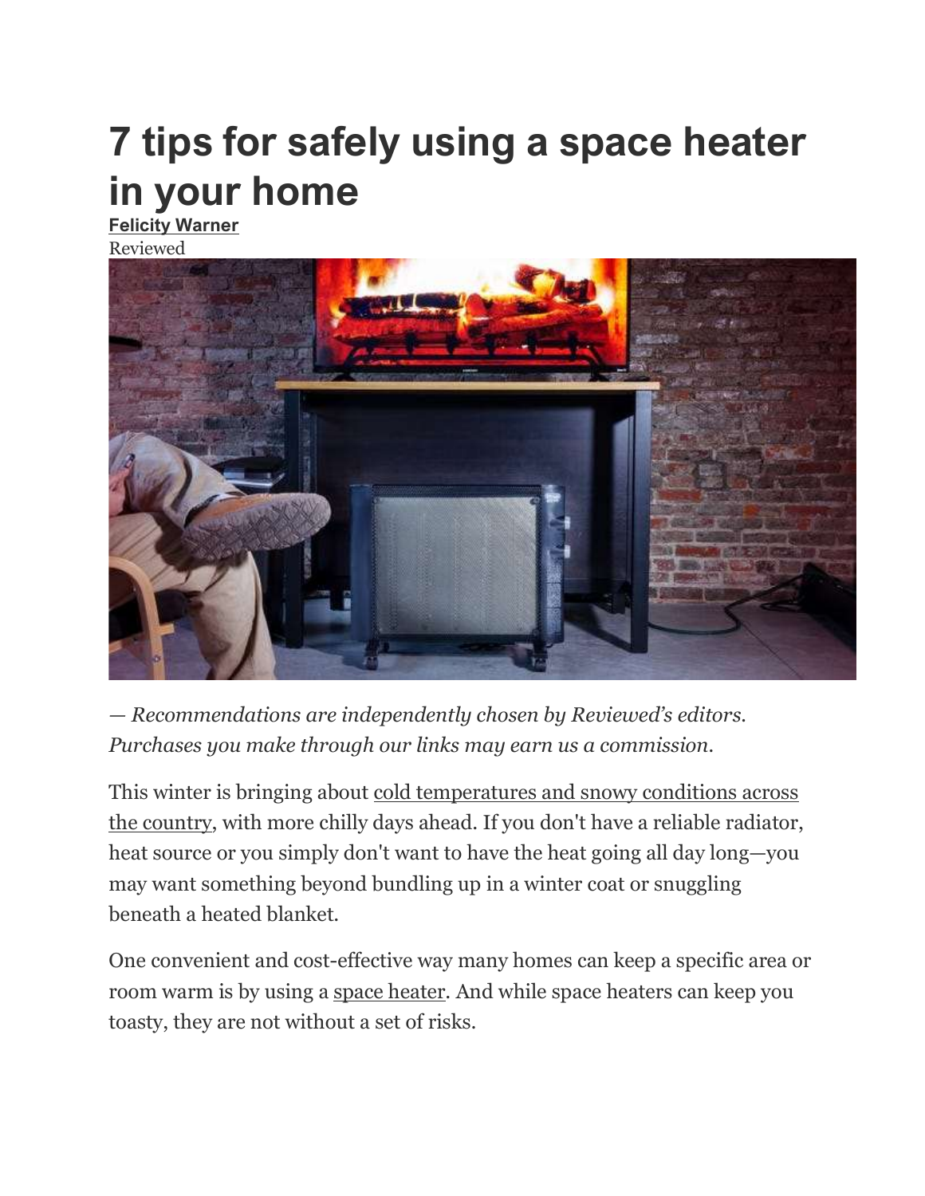# 7 tips for safely using a space heater in your home

**Felicity Warner**

Reviewed

*— Recommendations are independently chosen by Reviewed's editors. Purchases you make through our links may earn us a commission.*

This winter is bringing about cold temperatures and snowy conditions across the country, with more chilly days ahead. If you don't have a reliable radiator, heat source or you simply don't want to have the heat going all day long—you may want something beyond bundling up in a winter coat or snuggling beneath a heated blanket.

One convenient and cost-effective way many homes can keep a specific area or room warm is by using a space heater. And while space heaters can keep you toasty, they are not without a set of risks.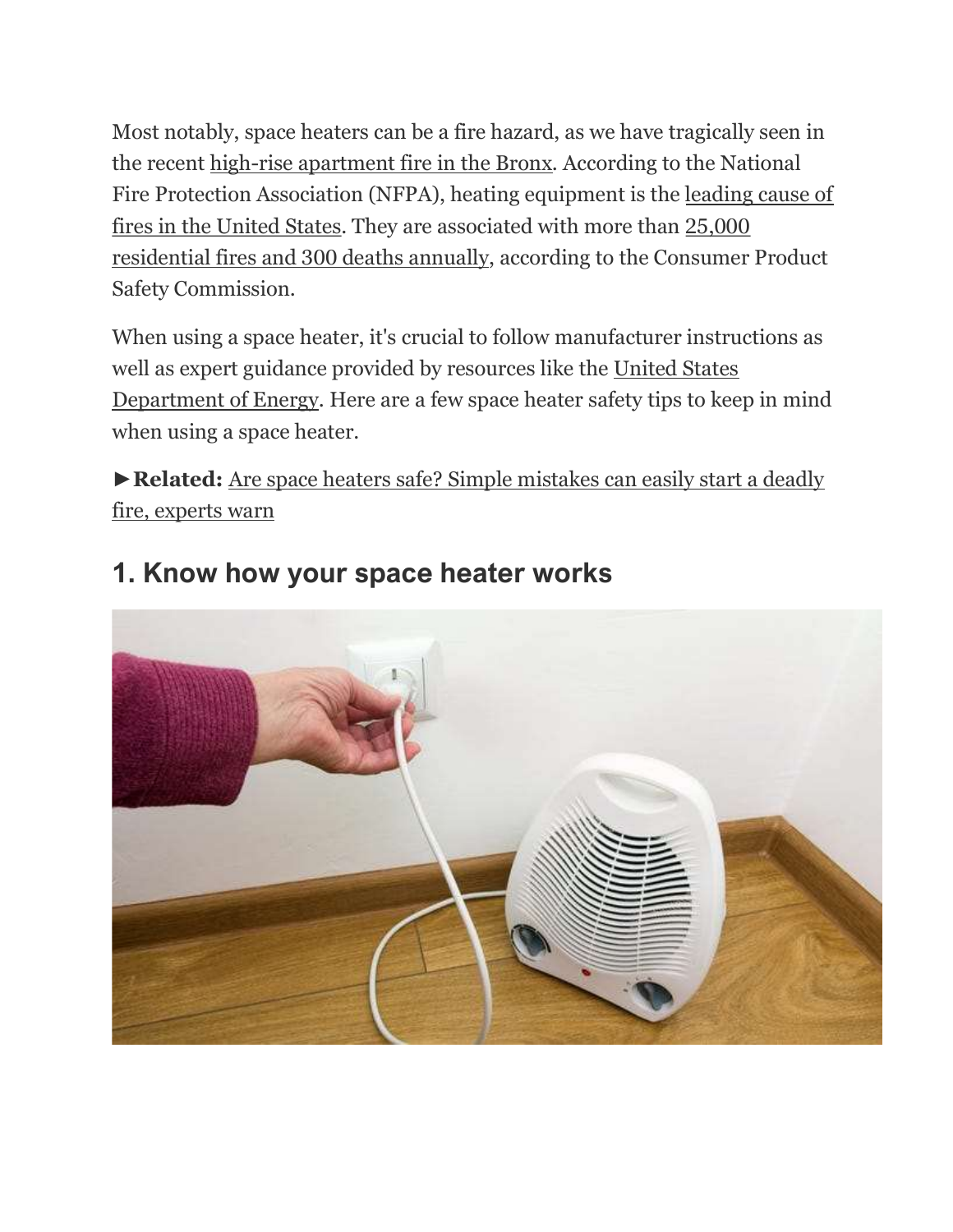Most notably, space heaters can be a fire hazard, as we have tragically seen in the recent high-rise apartment fire in the Bronx. According to the National Fire Protection Association (NFPA), heating equipment is the leading cause of fires in the United States. They are associated with more than 25,000 residential fires and 300 deaths annually, according to the Consumer Product Safety Commission.

When using a space heater, it's crucial to follow manufacturer instructions as well as expert guidance provided by resources like the United States Department of Energy. Here are a few space heater safety tips to keep in mind when using a space heater.

►**Related:** Are space heaters safe? Simple mistakes can easily start a deadly fire, experts warn

## 1. Know how your space heater works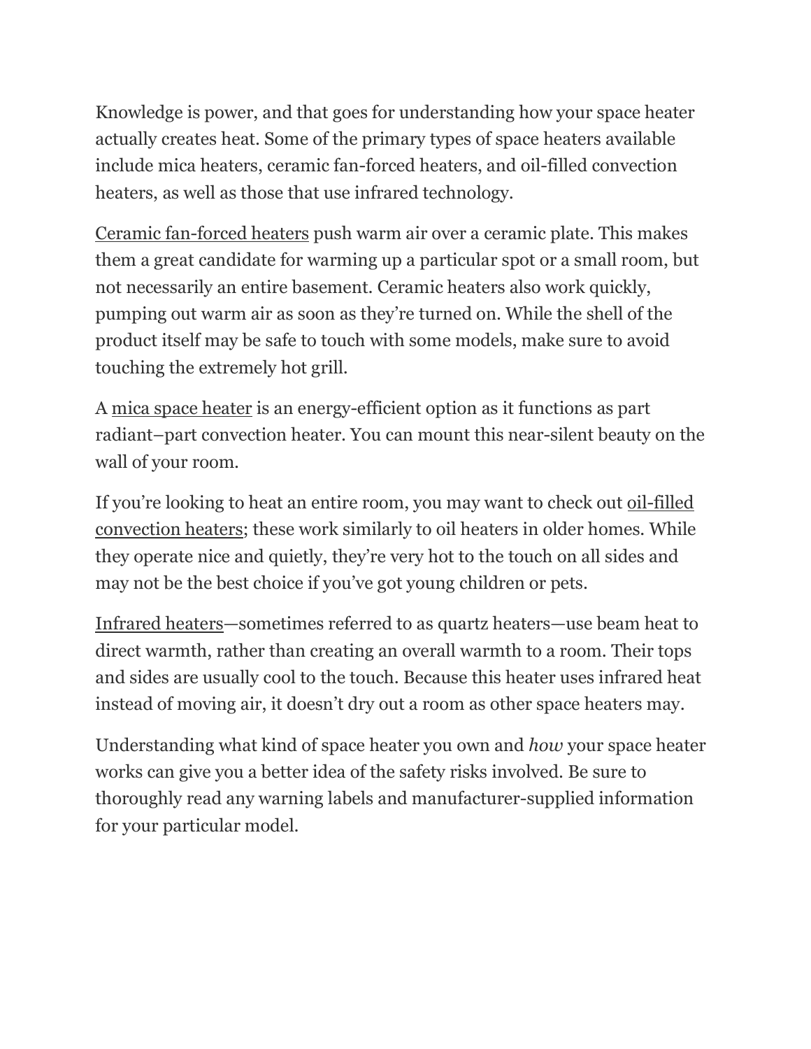Knowledge is power, and that goes for understanding how your space heater actually creates heat. Some of the primary types of space heaters available include mica heaters, ceramic fan-forced heaters, and oil-filled convection heaters, as well as those that use infrared technology.

Ceramic fan-forced heaters push warm air over a ceramic plate. This makes them a great candidate for warming up a particular spot or a small room, but not necessarily an entire basement. Ceramic heaters also work quickly, pumping out warm air as soon as they're turned on. While the shell of the product itself may be safe to touch with some models, make sure to avoid touching the extremely hot grill.

A mica space heater is an energy-efficient option as it functions as part radiant–part convection heater. You can mount this near-silent beauty on the wall of your room.

If you're looking to heat an entire room, you may want to check out oil-filled convection heaters; these work similarly to oil heaters in older homes. While they operate nice and quietly, they're very hot to the touch on all sides and may not be the best choice if you've got young children or pets.

Infrared heaters—sometimes referred to as quartz heaters—use beam heat to direct warmth, rather than creating an overall warmth to a room. Their tops and sides are usually cool to the touch. Because this heater uses infrared heat instead of moving air, it doesn't dry out a room as other space heaters may.

Understanding what kind of space heater you own and *how* your space heater works can give you a better idea of the safety risks involved. Be sure to thoroughly read any warning labels and manufacturer-supplied information for your particular model.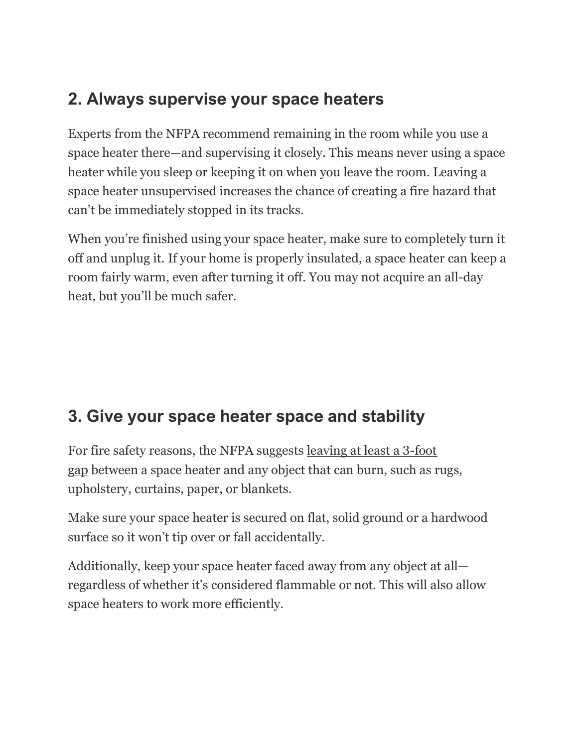## 2. Always supervise your space heaters

Experts from the NFPA recommend remaining in the room while you use a space heater there—and supervising it closely. This means never using a space heater while you sleep or keeping it on when you leave the room. Leaving a space heater unsupervised increases the chance of creating a fire hazard that can't be immediately stopped in its tracks.

When you're finished using your space heater, make sure to completely turn it off and unplug it. If your home is properly insulated, a space heater can keep a room fairly warm, even after turning it off. You may not acquire an all-day heat, but you'll be much safer.

## 3. Give your space heater space and stability

For fire safety reasons, the NFPA suggests leaving at least a 3-foot gap between a space heater and any object that can burn, such as rugs, upholstery, curtains, paper, or blankets.

Make sure your space heater is secured on flat, solid ground or a hardwood surface so it won't tip over or fall accidentally.

Additionally, keep your space heater faced away from any object at all—regardless of whether it's considered flammable or not. This will also allow space heaters to work more efficiently.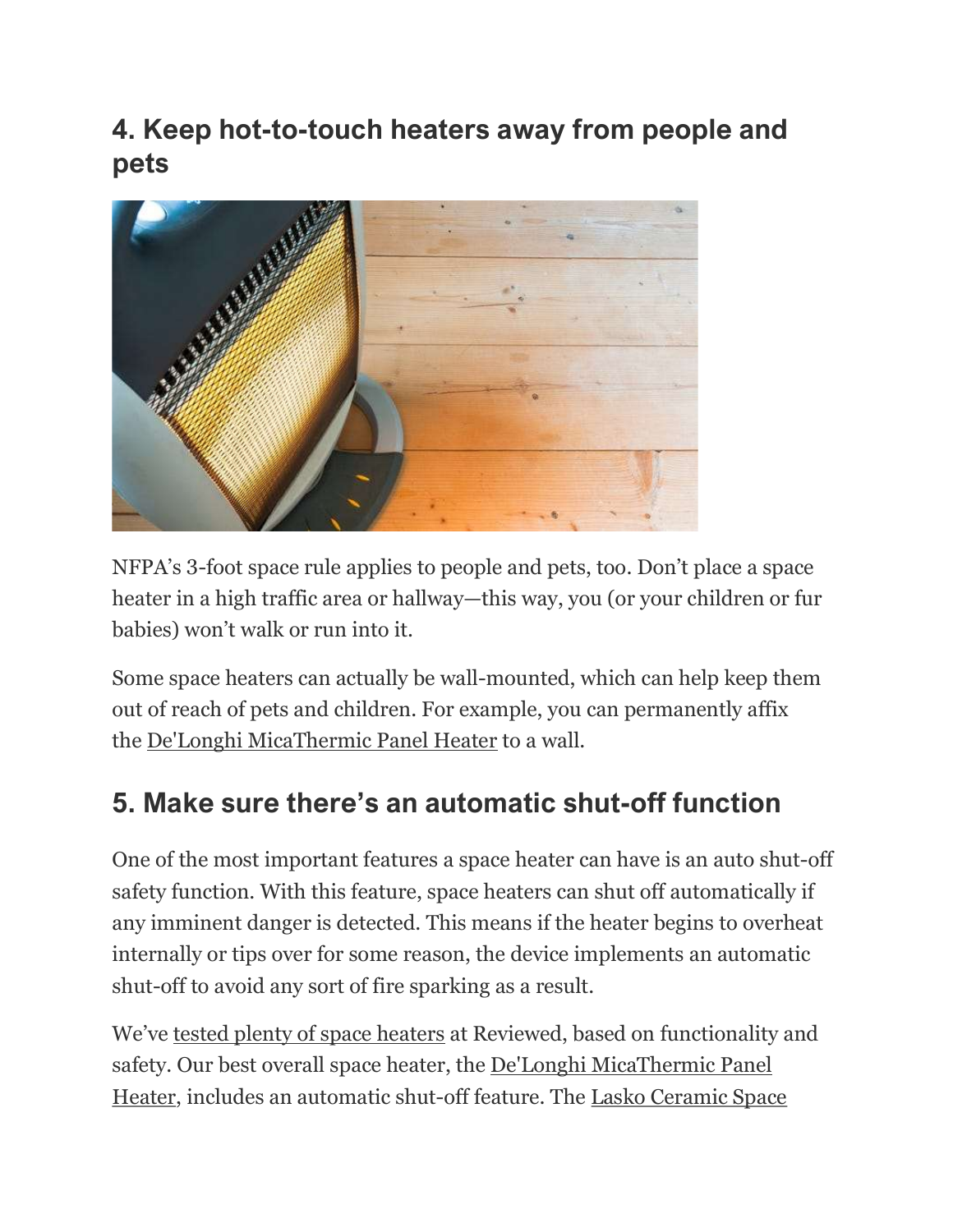## 4. Keep hot-to-touch heaters away from people and pets

NFPA's 3-foot space rule applies to people and pets, too. Don't place a space heater in a high traffic area or hallway—this way, you (or your children or fur babies) won't walk or run into it.

Some space heaters can actually be wall-mounted, which can help keep them out of reach of pets and children. For example, you can permanently affix the De'Longhi MicaThermic Panel Heater to a wall.

## 5. Make sure there's an automatic shut-off function

One of the most important features a space heater can have is an auto shut-off safety function. With this feature, space heaters can shut off automatically if any imminent danger is detected. This means if the heater begins to overheat internally or tips over for some reason, the device implements an automatic shut-off to avoid any sort of fire sparking as a result.

We've tested plenty of space heaters at Reviewed, based on functionality and safety. Our best overall space heater, the De'Longhi MicaThermic Panel Heater, includes an automatic shut-off feature. The Lasko Ceramic Space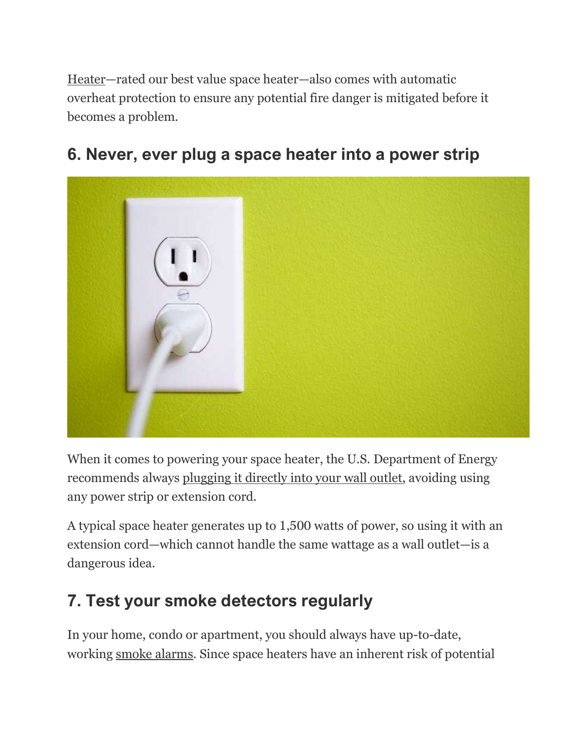Heater—rated our best value space heater—also comes with automatic overheat protection to ensure any potential fire danger is mitigated before it becomes a problem.

## 6. Never, ever plug a space heater into a power strip

When it comes to powering your space heater, the U.S. Department of Energy recommends always plugging it directly into your wall outlet, avoiding using any power strip or extension cord.

A typical space heater generates up to 1,500 watts of power, so using it with an extension cord—which cannot handle the same wattage as a wall outlet—is a dangerous idea.

## 7. Test your smoke detectors regularly

In your home, condo or apartment, you should always have up-to-date, working smoke alarms. Since space heaters have an inherent risk of potential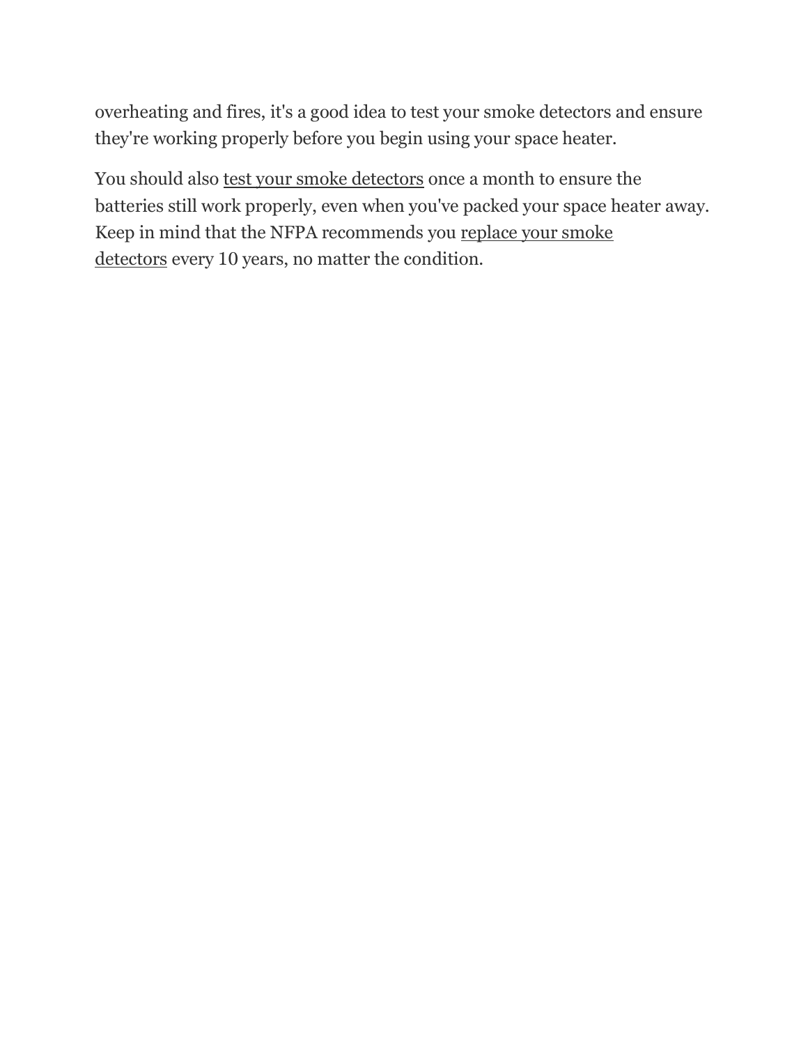overheating and fires, it's a good idea to test your smoke detectors and ensure they're working properly before you begin using your space heater.

You should also test your smoke detectors once a month to ensure the batteries still work properly, even when you've packed your space heater away. Keep in mind that the NFPA recommends you replace your smoke detectors every 10 years, no matter the condition.